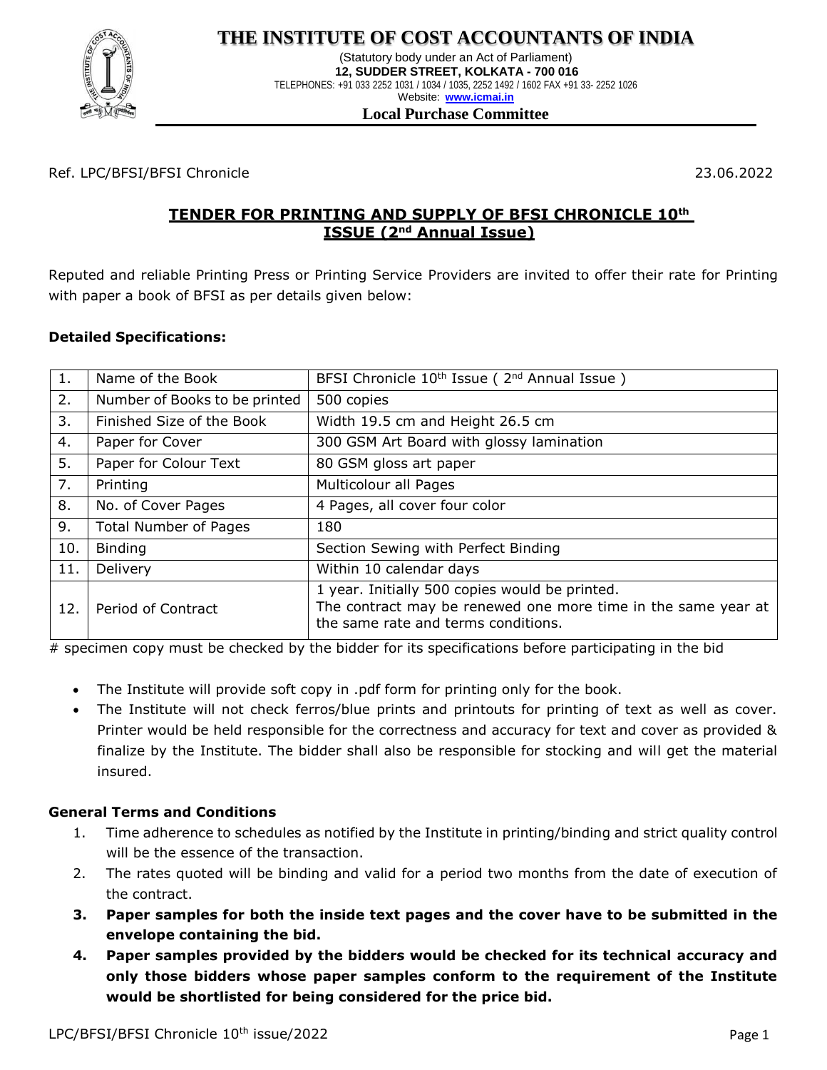# THE INSTITUTE OF COST ACCOUNTANTS OF INDIA

(Statutory body under an Act of Parliament)
**12, SUDDER STREET, KOLKATA - 700 016**
TELEPHONES: +91 033 2252 1031 / 1034 / 1035, 2252 1492 / 1602 FAX +91 33- 2252 1026
Website: **www.icmai.in**

**Local Purchase Committee**

Ref. LPC/BFSI/BFSI Chronicle 23.06.2022

## TENDER FOR PRINTING AND SUPPLY OF BFSI CHRONICLE 10th ISSUE (2nd Annual Issue)

Reputed and reliable Printing Press or Printing Service Providers are invited to offer their rate for Printing with paper a book of BFSI as per details given below:

**Detailed Specifications:**

| | | |
|---|---|---|
| 1. | Name of the Book | BFSI Chronicle 10th Issue ( 2nd Annual Issue ) |
| 2. | Number of Books to be printed | 500 copies |
| 3. | Finished Size of the Book | Width 19.5 cm and Height 26.5 cm |
| 4. | Paper for Cover | 300 GSM Art Board with glossy lamination |
| 5. | Paper for Colour Text | 80 GSM gloss art paper |
| 7. | Printing | Multicolour all Pages |
| 8. | No. of Cover Pages | 4 Pages, all cover four color |
| 9. | Total Number of Pages | 180 |
| 10. | Binding | Section Sewing with Perfect Binding |
| 11. | Delivery | Within 10 calendar days |
| 12. | Period of Contract | 1 year. Initially 500 copies would be printed. The contract may be renewed one more time in the same year at the same rate and terms conditions. |

# specimen copy must be checked by the bidder for its specifications before participating in the bid

- The Institute will provide soft copy in .pdf form for printing only for the book.
- The Institute will not check ferros/blue prints and printouts for printing of text as well as cover. Printer would be held responsible for the correctness and accuracy for text and cover as provided & finalize by the Institute. The bidder shall also be responsible for stocking and will get the material insured.

**General Terms and Conditions**

1. Time adherence to schedules as notified by the Institute in printing/binding and strict quality control will be the essence of the transaction.
2. The rates quoted will be binding and valid for a period two months from the date of execution of the contract.
3. **Paper samples for both the inside text pages and the cover have to be submitted in the envelope containing the bid.**
4. **Paper samples provided by the bidders would be checked for its technical accuracy and only those bidders whose paper samples conform to the requirement of the Institute would be shortlisted for being considered for the price bid.**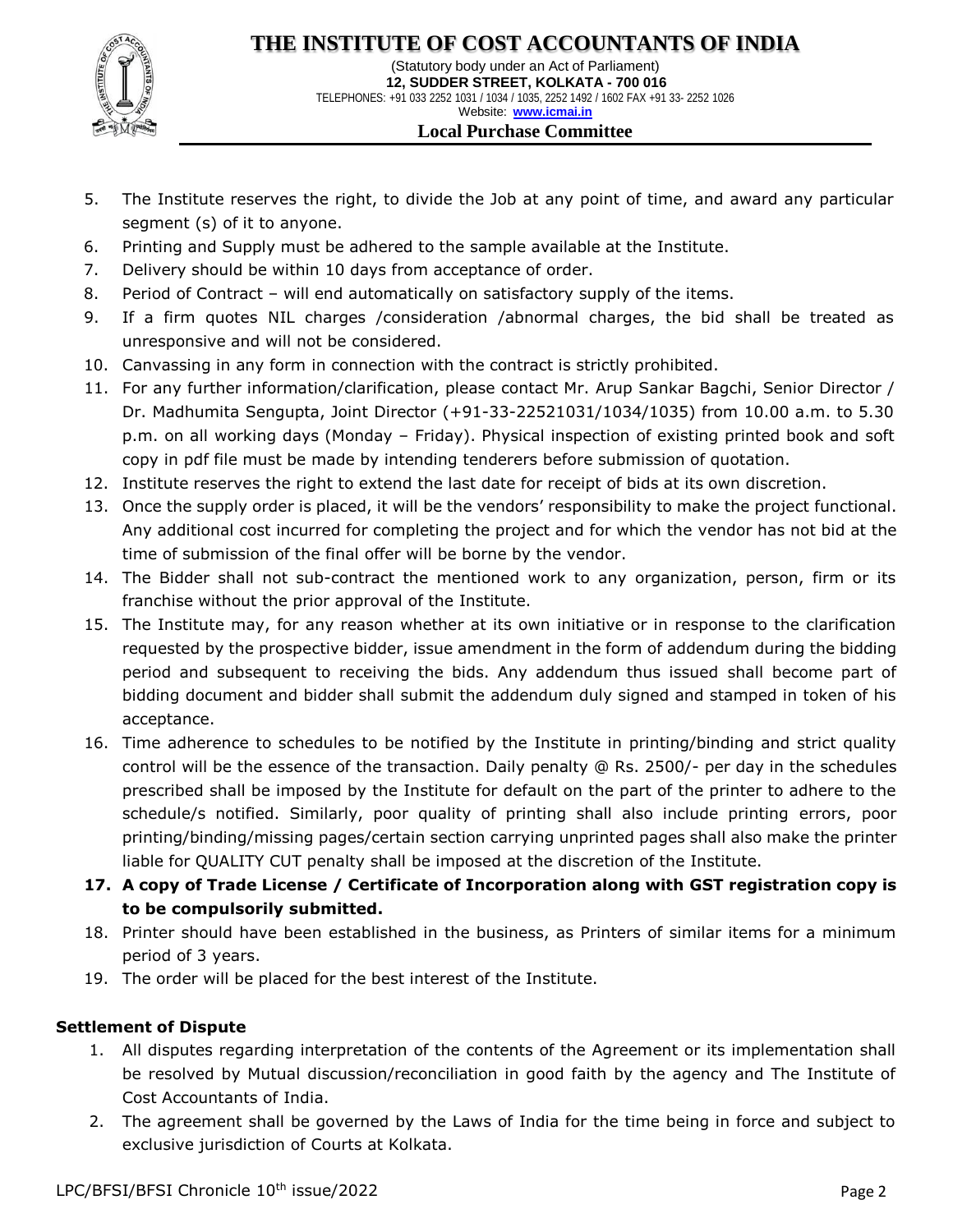5. The Institute reserves the right, to divide the Job at any point of time, and award any particular segment (s) of it to anyone.
6. Printing and Supply must be adhered to the sample available at the Institute.
7. Delivery should be within 10 days from acceptance of order.
8. Period of Contract – will end automatically on satisfactory supply of the items.
9. If a firm quotes NIL charges /consideration /abnormal charges, the bid shall be treated as unresponsive and will not be considered.
10. Canvassing in any form in connection with the contract is strictly prohibited.
11. For any further information/clarification, please contact Mr. Arup Sankar Bagchi, Senior Director / Dr. Madhumita Sengupta, Joint Director (+91-33-22521031/1034/1035) from 10.00 a.m. to 5.30 p.m. on all working days (Monday – Friday). Physical inspection of existing printed book and soft copy in pdf file must be made by intending tenderers before submission of quotation.
12. Institute reserves the right to extend the last date for receipt of bids at its own discretion.
13. Once the supply order is placed, it will be the vendors' responsibility to make the project functional. Any additional cost incurred for completing the project and for which the vendor has not bid at the time of submission of the final offer will be borne by the vendor.
14. The Bidder shall not sub-contract the mentioned work to any organization, person, firm or its franchise without the prior approval of the Institute.
15. The Institute may, for any reason whether at its own initiative or in response to the clarification requested by the prospective bidder, issue amendment in the form of addendum during the bidding period and subsequent to receiving the bids. Any addendum thus issued shall become part of bidding document and bidder shall submit the addendum duly signed and stamped in token of his acceptance.
16. Time adherence to schedules to be notified by the Institute in printing/binding and strict quality control will be the essence of the transaction. Daily penalty @ Rs. 2500/- per day in the schedules prescribed shall be imposed by the Institute for default on the part of the printer to adhere to the schedule/s notified. Similarly, poor quality of printing shall also include printing errors, poor printing/binding/missing pages/certain section carrying unprinted pages shall also make the printer liable for QUALITY CUT penalty shall be imposed at the discretion of the Institute.
17. **A copy of Trade License / Certificate of Incorporation along with GST registration copy is to be compulsorily submitted.**
18. Printer should have been established in the business, as Printers of similar items for a minimum period of 3 years.
19. The order will be placed for the best interest of the Institute.

**Settlement of Dispute**

1. All disputes regarding interpretation of the contents of the Agreement or its implementation shall be resolved by Mutual discussion/reconciliation in good faith by the agency and The Institute of Cost Accountants of India.
2. The agreement shall be governed by the Laws of India for the time being in force and subject to exclusive jurisdiction of Courts at Kolkata.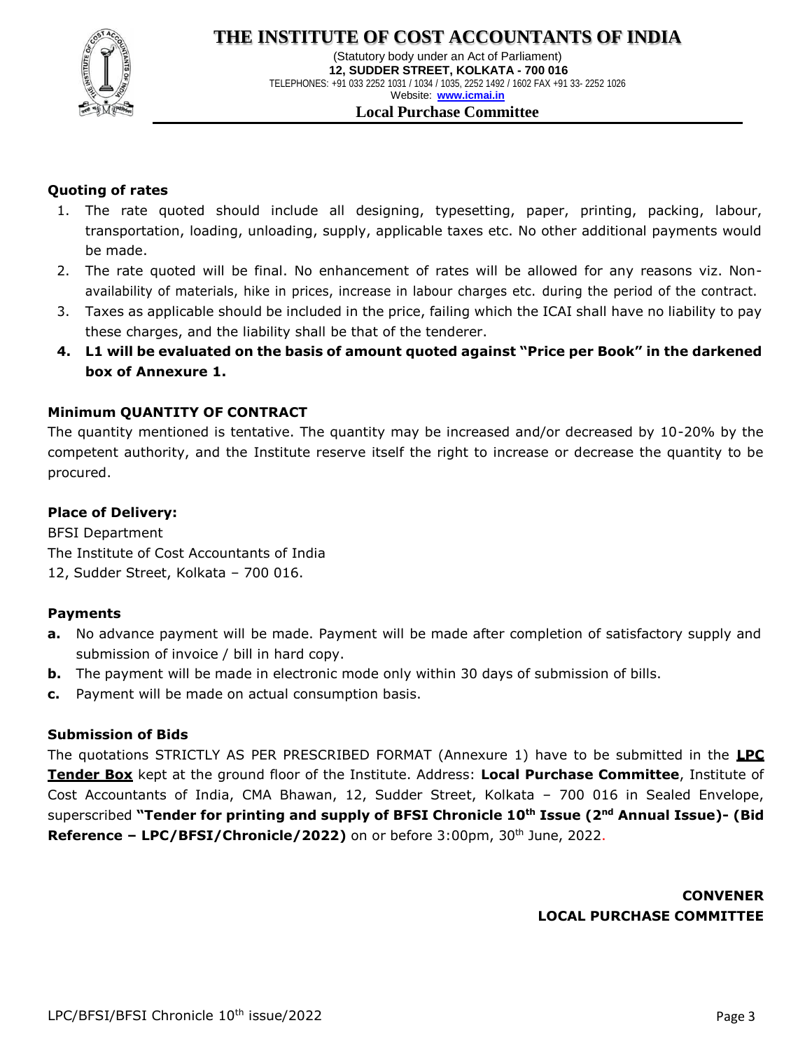### Quoting of rates

1. The rate quoted should include all designing, typesetting, paper, printing, packing, labour, transportation, loading, unloading, supply, applicable taxes etc. No other additional payments would be made.
2. The rate quoted will be final. No enhancement of rates will be allowed for any reasons viz. Non-availability of materials, hike in prices, increase in labour charges etc. during the period of the contract.
3. Taxes as applicable should be included in the price, failing which the ICAI shall have no liability to pay these charges, and the liability shall be that of the tenderer.
4. **L1 will be evaluated on the basis of amount quoted against "Price per Book" in the darkened box of Annexure 1.**

### Minimum QUANTITY OF CONTRACT

The quantity mentioned is tentative. The quantity may be increased and/or decreased by 10-20% by the competent authority, and the Institute reserve itself the right to increase or decrease the quantity to be procured.

### Place of Delivery:

BFSI Department
The Institute of Cost Accountants of India
12, Sudder Street, Kolkata – 700 016.

### Payments

- **a.** No advance payment will be made. Payment will be made after completion of satisfactory supply and submission of invoice / bill in hard copy.
- **b.** The payment will be made in electronic mode only within 30 days of submission of bills.
- **c.** Payment will be made on actual consumption basis.

### Submission of Bids

The quotations STRICTLY AS PER PRESCRIBED FORMAT (Annexure 1) have to be submitted in the **LPC Tender Box** kept at the ground floor of the Institute. Address: **Local Purchase Committee**, Institute of Cost Accountants of India, CMA Bhawan, 12, Sudder Street, Kolkata – 700 016 in Sealed Envelope, superscribed **"Tender for printing and supply of BFSI Chronicle 10th Issue (2nd Annual Issue)- (Bid Reference – LPC/BFSI/Chronicle/2022)** on or before 3:00pm, 30th June, 2022.

**CONVENER**
**LOCAL PURCHASE COMMITTEE**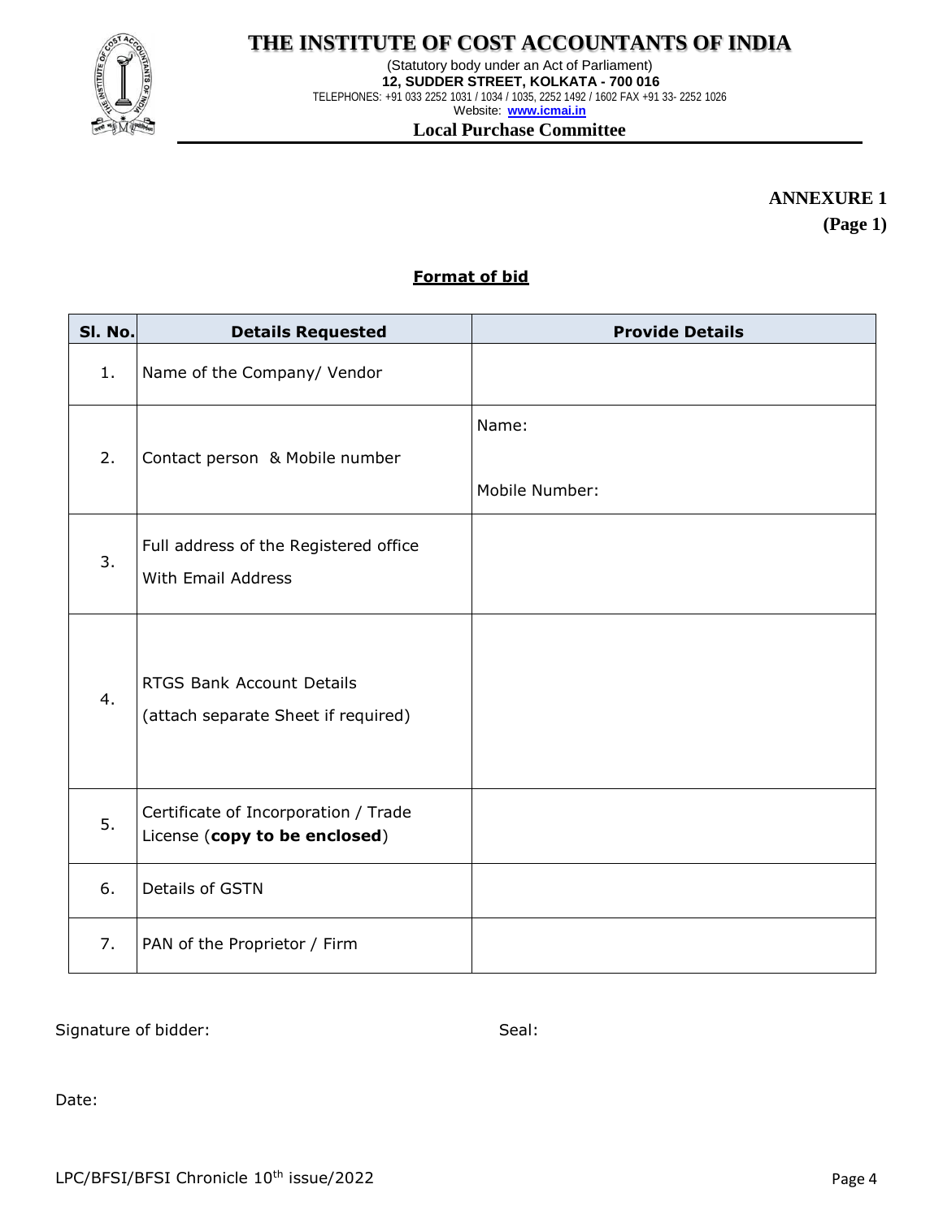# THE INSTITUTE OF COST ACCOUNTANTS OF INDIA

(Statutory body under an Act of Parliament)
**12, SUDDER STREET, KOLKATA - 700 016**
TELEPHONES: +91 033 2252 1031 / 1034 / 1035, 2252 1492 / 1602 FAX +91 33- 2252 1026
Website: **www.icmai.in**

**Local Purchase Committee**

**ANNEXURE 1**
**(Page 1)**

## Format of bid

| Sl. No. | Details Requested | Provide Details |
|---|---|---|
| 1. | Name of the Company/ Vendor | |
| 2. | Contact person & Mobile number | Name: <br><br> Mobile Number: |
| 3. | Full address of the Registered office With Email Address | |
| 4. | RTGS Bank Account Details (attach separate Sheet if required) | |
| 5. | Certificate of Incorporation / Trade License (**copy to be enclosed**) | |
| 6. | Details of GSTN | |
| 7. | PAN of the Proprietor / Firm | |

Signature of bidder: Seal:

Date:

LPC/BFSI/BFSI Chronicle 10th issue/2022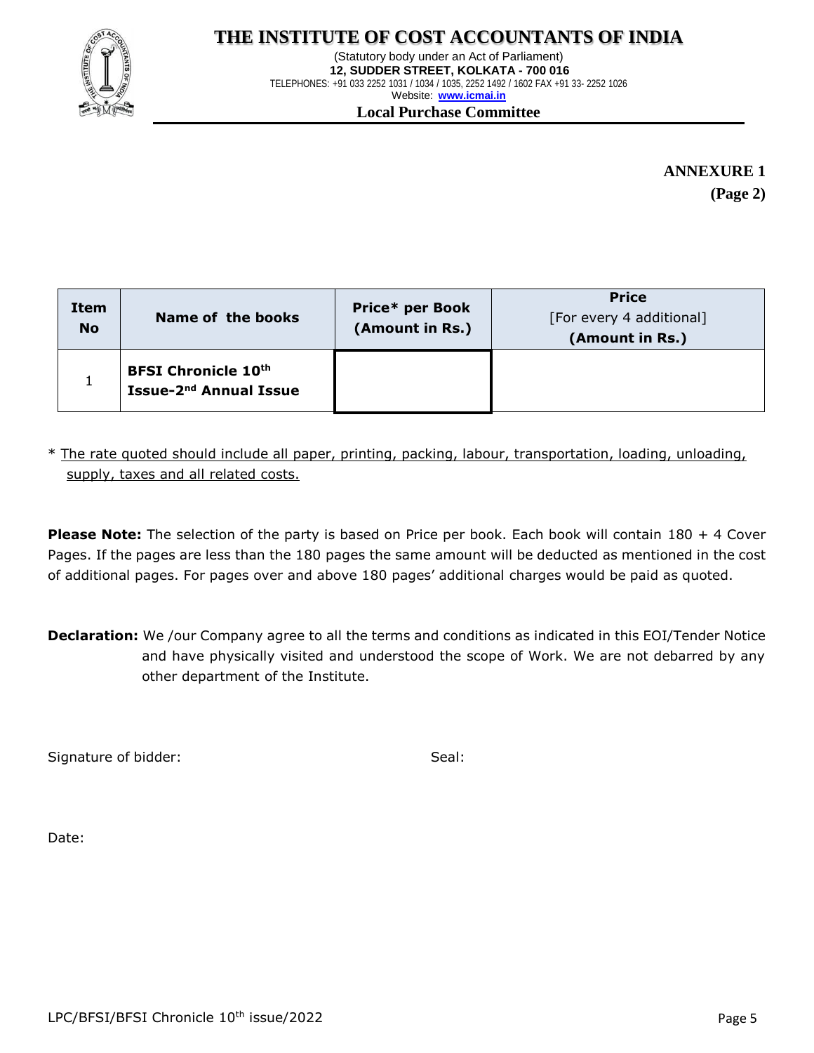# THE INSTITUTE OF COST ACCOUNTANTS OF INDIA

(Statutory body under an Act of Parliament)
**12, SUDDER STREET, KOLKATA - 700 016**
TELEPHONES: +91 033 2252 1031 / 1034 / 1035, 2252 1492 / 1602 FAX +91 33- 2252 1026
Website: **www.icmai.in**

**Local Purchase Committee**

**ANNEXURE 1**
**(Page 2)**

| Item No | Name of the books | Price* per Book (Amount in Rs.) | Price [For every 4 additional] (Amount in Rs.) |
|---|---|---|---|
| 1 | **BFSI Chronicle 10th Issue-2nd Annual Issue** | | |

\* The rate quoted should include all paper, printing, packing, labour, transportation, loading, unloading, supply, taxes and all related costs.

**Please Note:** The selection of the party is based on Price per book. Each book will contain 180 + 4 Cover Pages. If the pages are less than the 180 pages the same amount will be deducted as mentioned in the cost of additional pages. For pages over and above 180 pages' additional charges would be paid as quoted.

**Declaration:** We /our Company agree to all the terms and conditions as indicated in this EOI/Tender Notice and have physically visited and understood the scope of Work. We are not debarred by any other department of the Institute.

Signature of bidder: Seal:

Date: